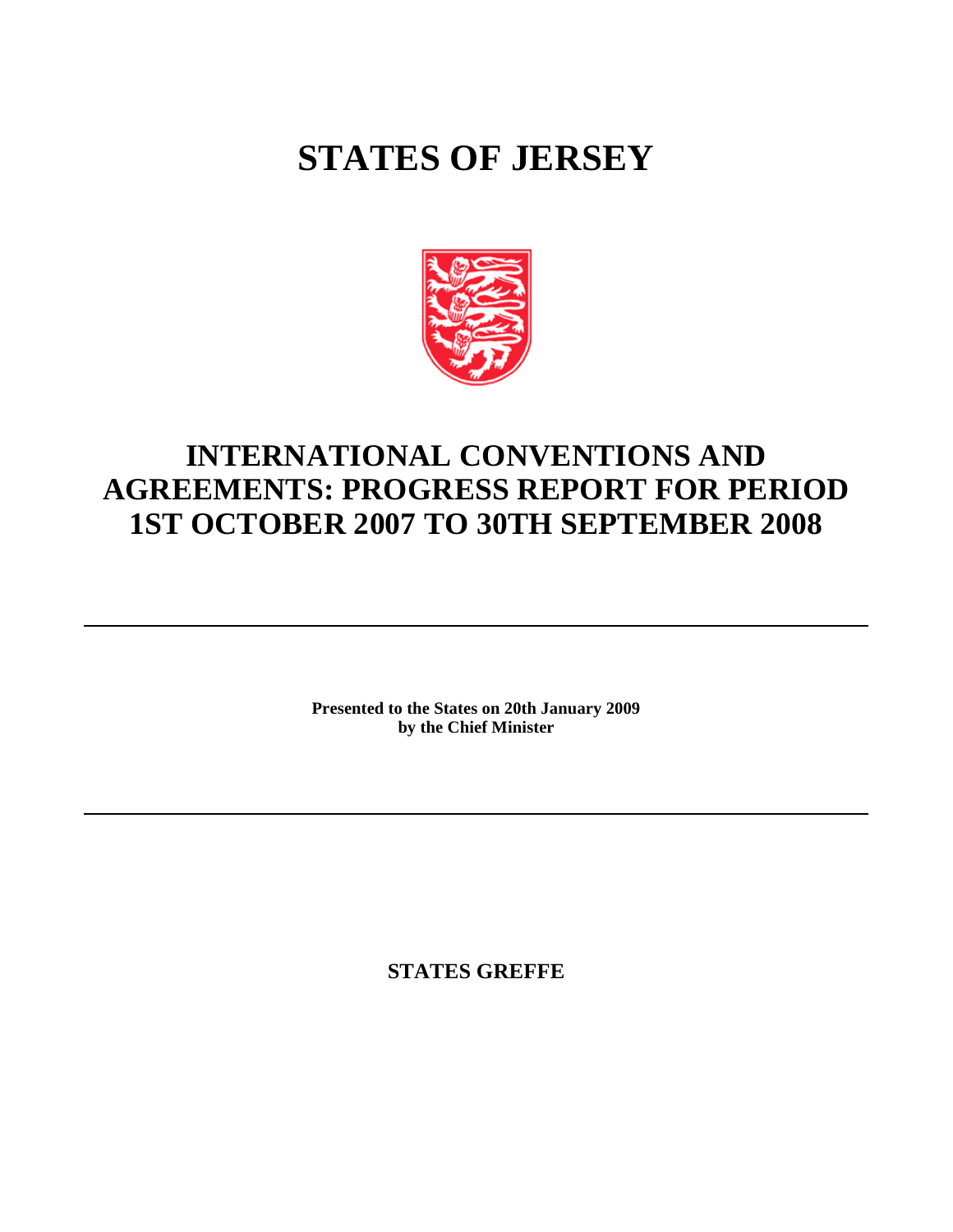# STATES OF JERSEY

## INTERNATIONAL CONVENTIONS AND AGREEMENTS: PROGRESS REPORT FOR PERIOD 1ST OCTOBER 2007 TO 30TH SEPTEMBER 2008

---

**Presented to the States on 20th January 2009**
**by the Chief Minister**

---

**STATES GREFFE**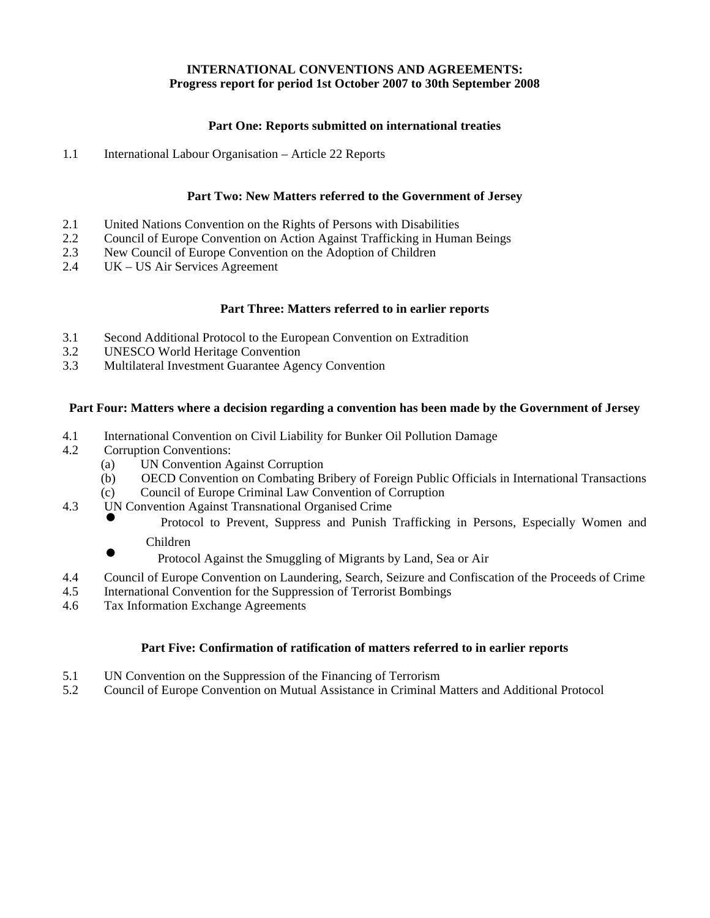**INTERNATIONAL CONVENTIONS AND AGREEMENTS:**
**Progress report for period 1st October 2007 to 30th September 2008**

### Part One: Reports submitted on international treaties

1.1 International Labour Organisation – Article 22 Reports

### Part Two: New Matters referred to the Government of Jersey

2.1 United Nations Convention on the Rights of Persons with Disabilities
2.2 Council of Europe Convention on Action Against Trafficking in Human Beings
2.3 New Council of Europe Convention on the Adoption of Children
2.4 UK – US Air Services Agreement

### Part Three: Matters referred to in earlier reports

3.1 Second Additional Protocol to the European Convention on Extradition
3.2 UNESCO World Heritage Convention
3.3 Multilateral Investment Guarantee Agency Convention

### Part Four: Matters where a decision regarding a convention has been made by the Government of Jersey

4.1 International Convention on Civil Liability for Bunker Oil Pollution Damage
4.2 Corruption Conventions:
  (a) UN Convention Against Corruption
  (b) OECD Convention on Combating Bribery of Foreign Public Officials in International Transactions
  (c) Council of Europe Criminal Law Convention of Corruption
4.3 UN Convention Against Transnational Organised Crime
  - Protocol to Prevent, Suppress and Punish Trafficking in Persons, Especially Women and Children
  - Protocol Against the Smuggling of Migrants by Land, Sea or Air
4.4 Council of Europe Convention on Laundering, Search, Seizure and Confiscation of the Proceeds of Crime
4.5 International Convention for the Suppression of Terrorist Bombings
4.6 Tax Information Exchange Agreements

### Part Five: Confirmation of ratification of matters referred to in earlier reports

5.1 UN Convention on the Suppression of the Financing of Terrorism
5.2 Council of Europe Convention on Mutual Assistance in Criminal Matters and Additional Protocol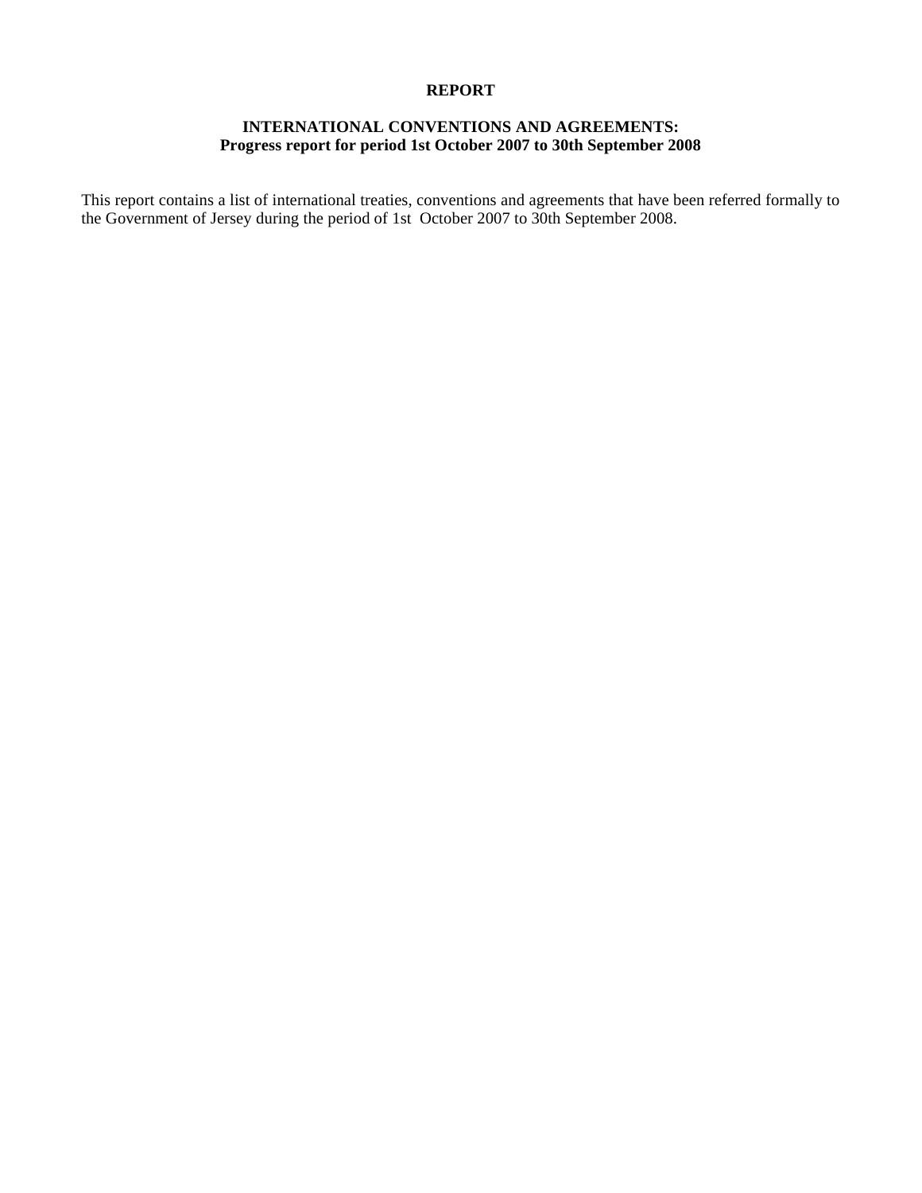**REPORT**

**INTERNATIONAL CONVENTIONS AND AGREEMENTS:**
**Progress report for period 1st October 2007 to 30th September 2008**

This report contains a list of international treaties, conventions and agreements that have been referred formally to the Government of Jersey during the period of 1st October 2007 to 30th September 2008.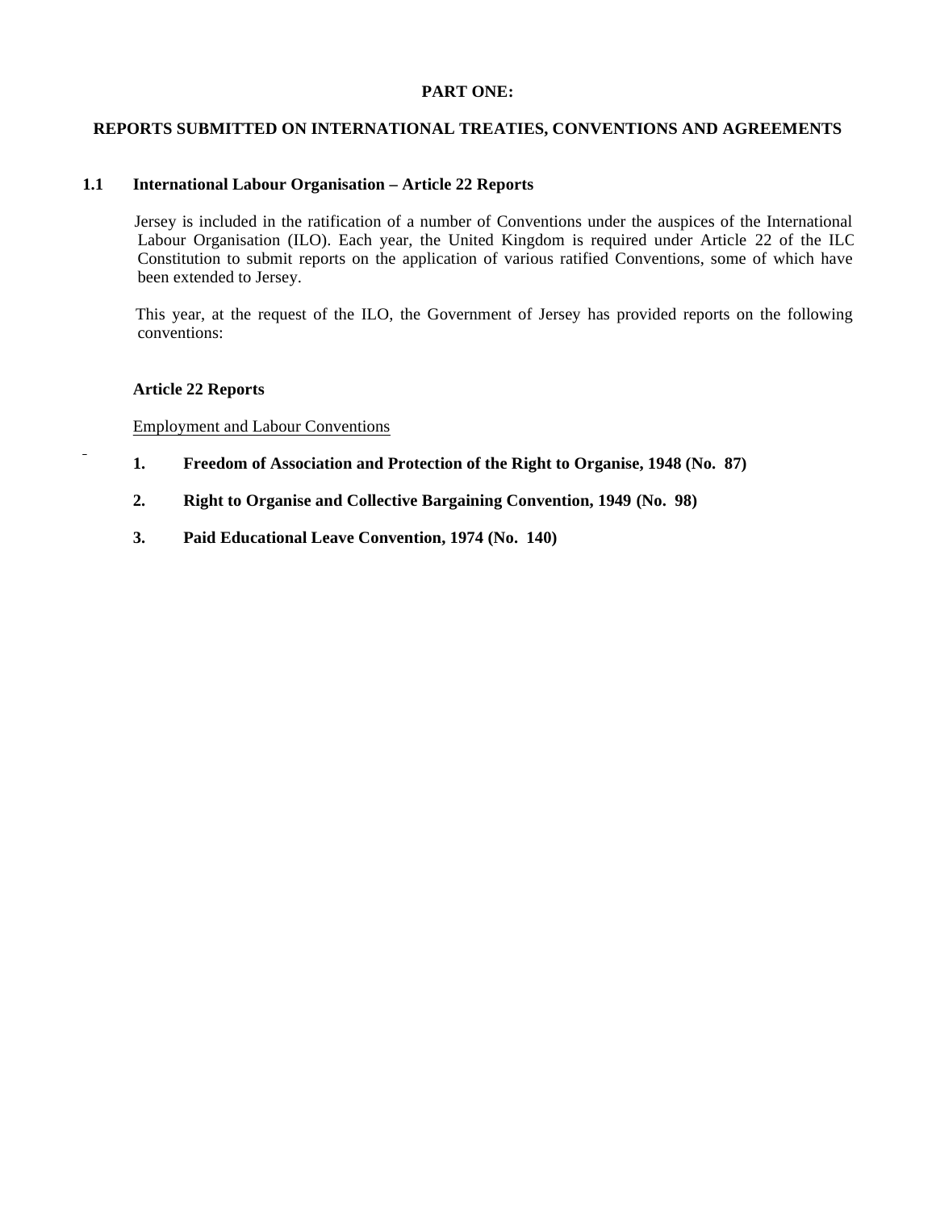# PART ONE:

# REPORTS SUBMITTED ON INTERNATIONAL TREATIES, CONVENTIONS AND AGREEMENTS

## 1.1 International Labour Organisation – Article 22 Reports

Jersey is included in the ratification of a number of Conventions under the auspices of the International Labour Organisation (ILO). Each year, the United Kingdom is required under Article 22 of the ILC Constitution to submit reports on the application of various ratified Conventions, some of which have been extended to Jersey.

This year, at the request of the ILO, the Government of Jersey has provided reports on the following conventions:

### Article 22 Reports

Employment and Labour Conventions

1. **Freedom of Association and Protection of the Right to Organise, 1948 (No. 87)**
2. **Right to Organise and Collective Bargaining Convention, 1949 (No. 98)**
3. **Paid Educational Leave Convention, 1974 (No. 140)**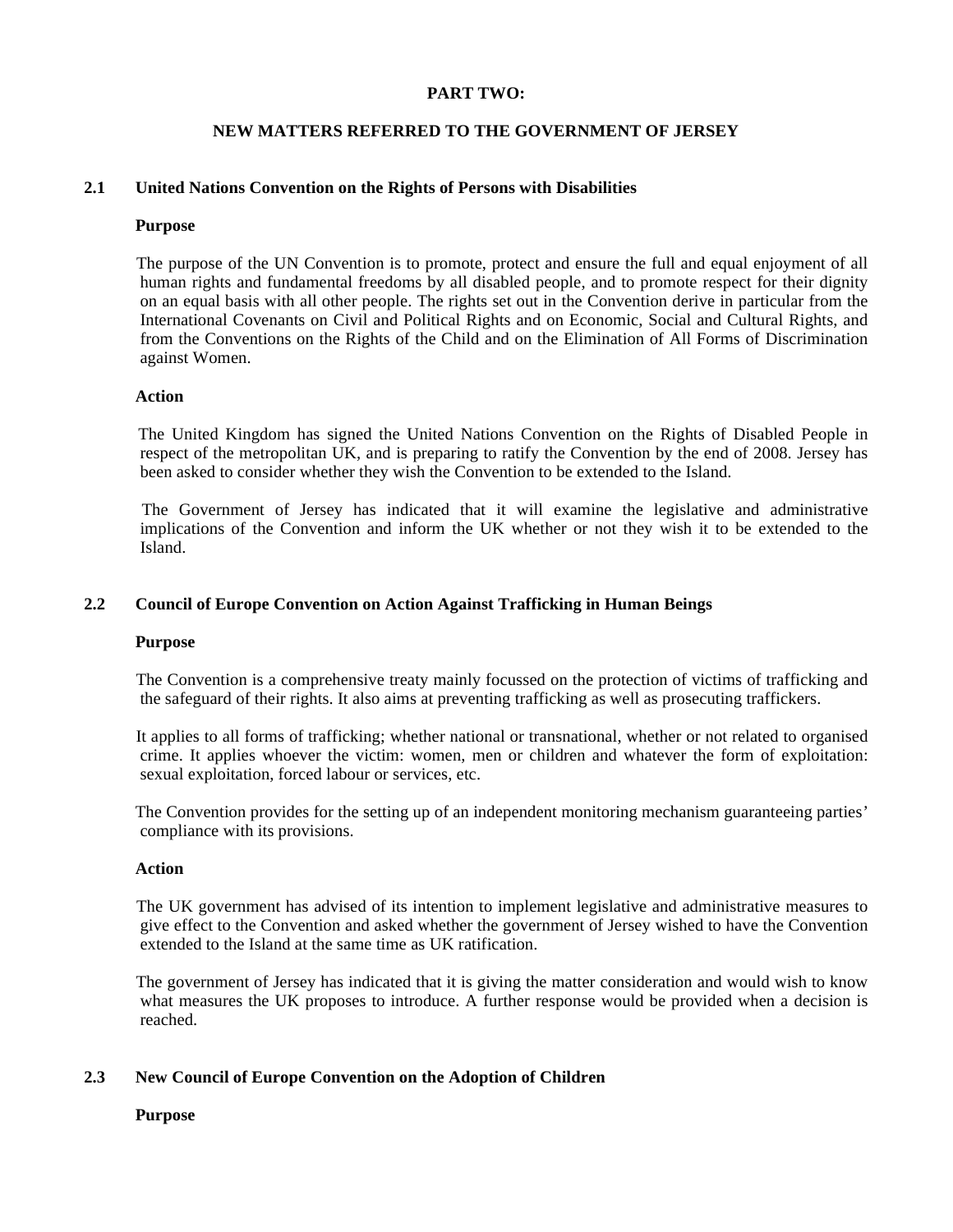## PART TWO:

## NEW MATTERS REFERRED TO THE GOVERNMENT OF JERSEY

### 2.1 United Nations Convention on the Rights of Persons with Disabilities

**Purpose**

The purpose of the UN Convention is to promote, protect and ensure the full and equal enjoyment of all human rights and fundamental freedoms by all disabled people, and to promote respect for their dignity on an equal basis with all other people. The rights set out in the Convention derive in particular from the International Covenants on Civil and Political Rights and on Economic, Social and Cultural Rights, and from the Conventions on the Rights of the Child and on the Elimination of All Forms of Discrimination against Women.

**Action**

The United Kingdom has signed the United Nations Convention on the Rights of Disabled People in respect of the metropolitan UK, and is preparing to ratify the Convention by the end of 2008. Jersey has been asked to consider whether they wish the Convention to be extended to the Island.

The Government of Jersey has indicated that it will examine the legislative and administrative implications of the Convention and inform the UK whether or not they wish it to be extended to the Island.

### 2.2 Council of Europe Convention on Action Against Trafficking in Human Beings

**Purpose**

The Convention is a comprehensive treaty mainly focussed on the protection of victims of trafficking and the safeguard of their rights. It also aims at preventing trafficking as well as prosecuting traffickers.

It applies to all forms of trafficking; whether national or transnational, whether or not related to organised crime. It applies whoever the victim: women, men or children and whatever the form of exploitation: sexual exploitation, forced labour or services, etc.

The Convention provides for the setting up of an independent monitoring mechanism guaranteeing parties' compliance with its provisions.

**Action**

The UK government has advised of its intention to implement legislative and administrative measures to give effect to the Convention and asked whether the government of Jersey wished to have the Convention extended to the Island at the same time as UK ratification.

The government of Jersey has indicated that it is giving the matter consideration and would wish to know what measures the UK proposes to introduce. A further response would be provided when a decision is reached.

### 2.3 New Council of Europe Convention on the Adoption of Children

**Purpose**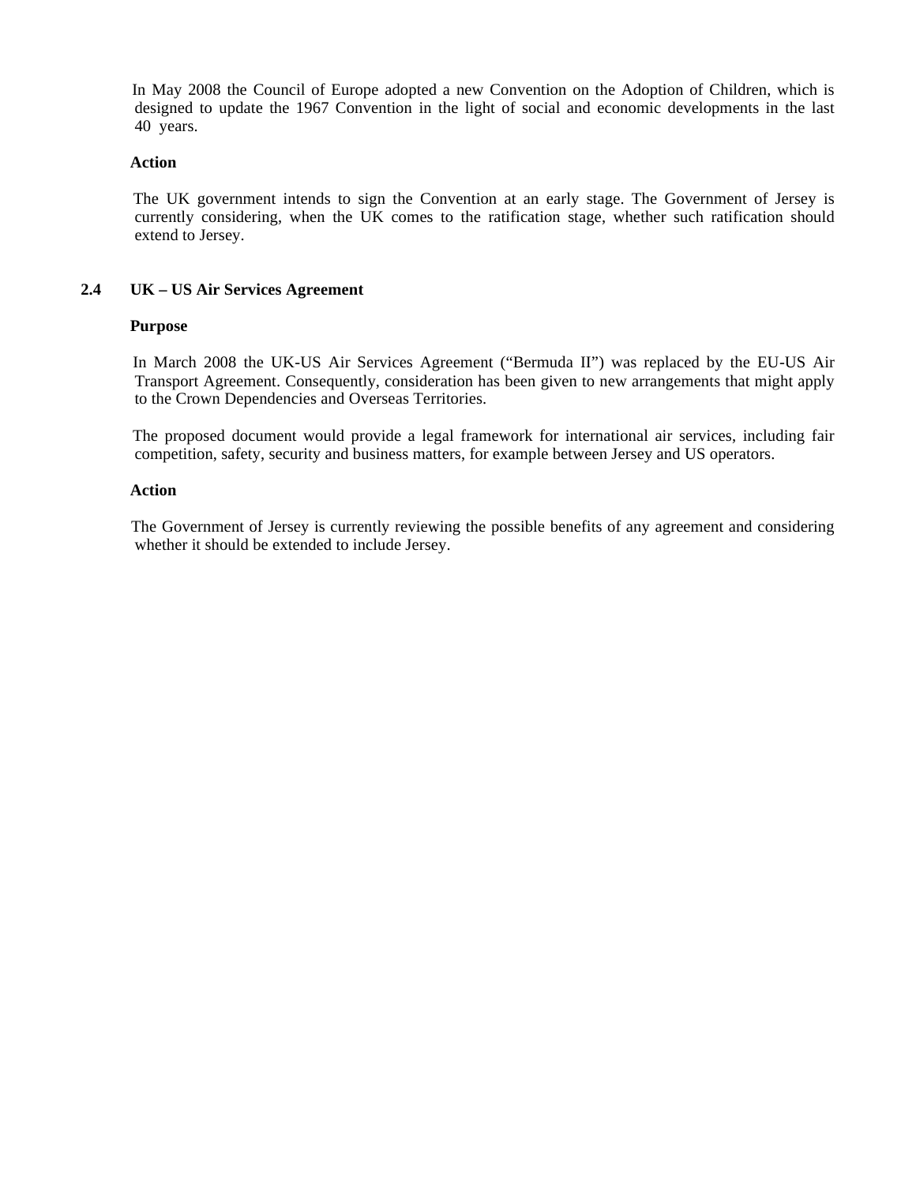In May 2008 the Council of Europe adopted a new Convention on the Adoption of Children, which is designed to update the 1967 Convention in the light of social and economic developments in the last 40 years.

**Action**

The UK government intends to sign the Convention at an early stage. The Government of Jersey is currently considering, when the UK comes to the ratification stage, whether such ratification should extend to Jersey.

### 2.4 UK – US Air Services Agreement

**Purpose**

In March 2008 the UK-US Air Services Agreement ("Bermuda II") was replaced by the EU-US Air Transport Agreement. Consequently, consideration has been given to new arrangements that might apply to the Crown Dependencies and Overseas Territories.

The proposed document would provide a legal framework for international air services, including fair competition, safety, security and business matters, for example between Jersey and US operators.

**Action**

The Government of Jersey is currently reviewing the possible benefits of any agreement and considering whether it should be extended to include Jersey.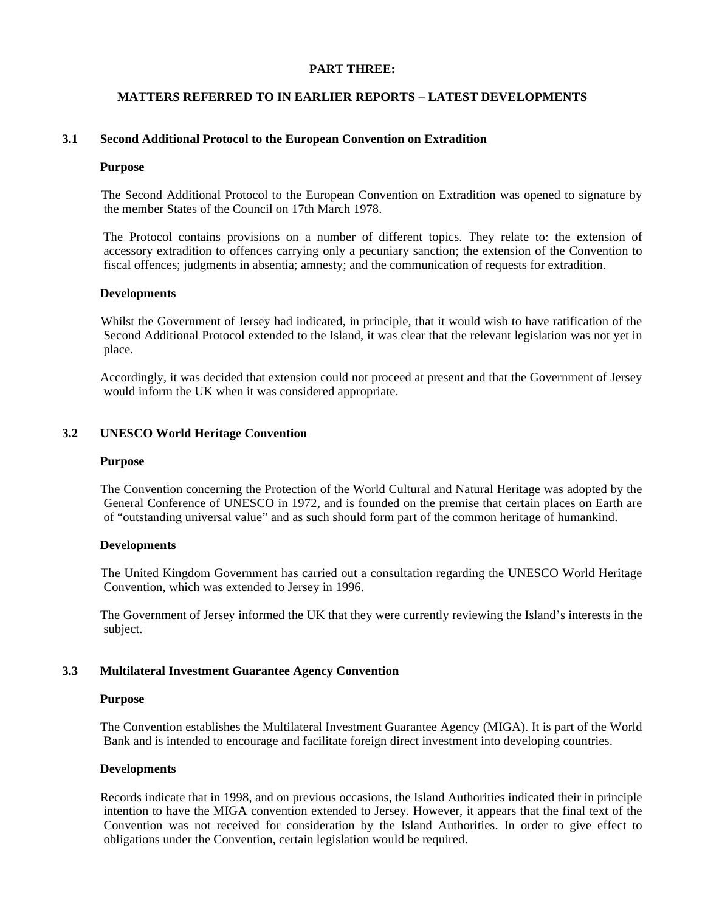# PART THREE:

## MATTERS REFERRED TO IN EARLIER REPORTS – LATEST DEVELOPMENTS

### 3.1 Second Additional Protocol to the European Convention on Extradition

**Purpose**

The Second Additional Protocol to the European Convention on Extradition was opened to signature by the member States of the Council on 17th March 1978.

The Protocol contains provisions on a number of different topics. They relate to: the extension of accessory extradition to offences carrying only a pecuniary sanction; the extension of the Convention to fiscal offences; judgments in absentia; amnesty; and the communication of requests for extradition.

**Developments**

Whilst the Government of Jersey had indicated, in principle, that it would wish to have ratification of the Second Additional Protocol extended to the Island, it was clear that the relevant legislation was not yet in place.

Accordingly, it was decided that extension could not proceed at present and that the Government of Jersey would inform the UK when it was considered appropriate.

### 3.2 UNESCO World Heritage Convention

**Purpose**

The Convention concerning the Protection of the World Cultural and Natural Heritage was adopted by the General Conference of UNESCO in 1972, and is founded on the premise that certain places on Earth are of "outstanding universal value" and as such should form part of the common heritage of humankind.

**Developments**

The United Kingdom Government has carried out a consultation regarding the UNESCO World Heritage Convention, which was extended to Jersey in 1996.

The Government of Jersey informed the UK that they were currently reviewing the Island's interests in the subject.

### 3.3 Multilateral Investment Guarantee Agency Convention

**Purpose**

The Convention establishes the Multilateral Investment Guarantee Agency (MIGA). It is part of the World Bank and is intended to encourage and facilitate foreign direct investment into developing countries.

**Developments**

Records indicate that in 1998, and on previous occasions, the Island Authorities indicated their in principle intention to have the MIGA convention extended to Jersey. However, it appears that the final text of the Convention was not received for consideration by the Island Authorities. In order to give effect to obligations under the Convention, certain legislation would be required.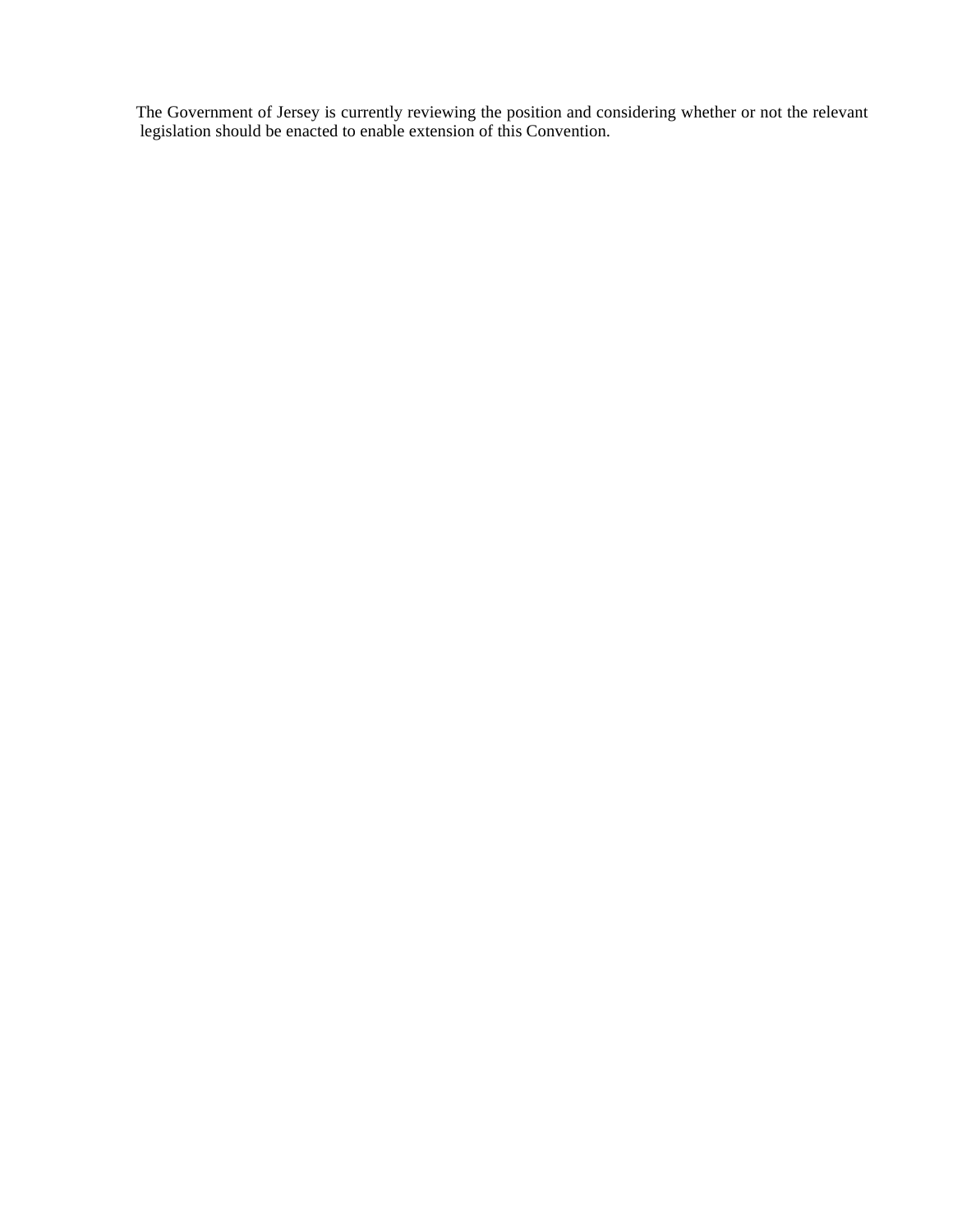The Government of Jersey is currently reviewing the position and considering whether or not the relevant legislation should be enacted to enable extension of this Convention.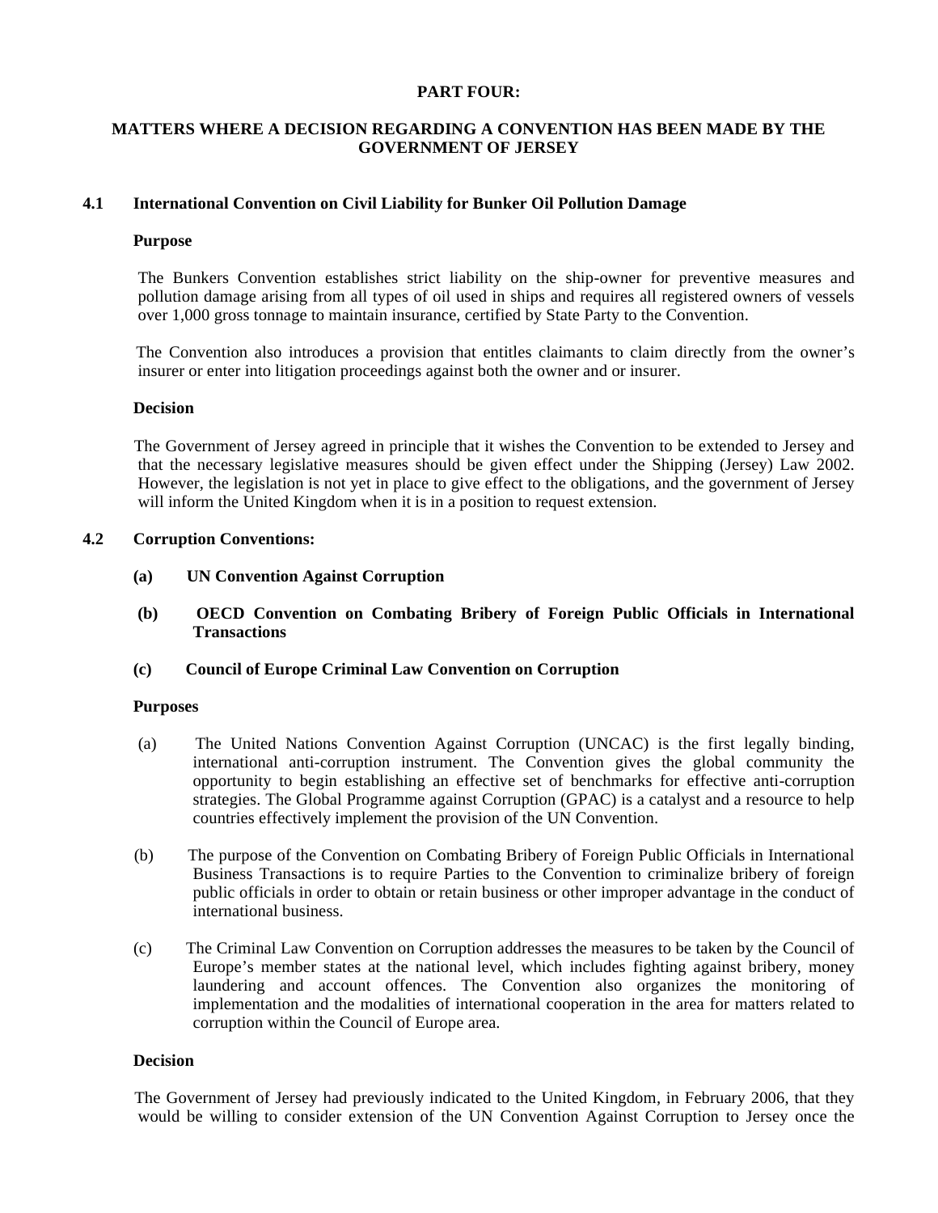**PART FOUR:**

**MATTERS WHERE A DECISION REGARDING A CONVENTION HAS BEEN MADE BY THE GOVERNMENT OF JERSEY**

## 4.1 International Convention on Civil Liability for Bunker Oil Pollution Damage

**Purpose**

The Bunkers Convention establishes strict liability on the ship-owner for preventive measures and pollution damage arising from all types of oil used in ships and requires all registered owners of vessels over 1,000 gross tonnage to maintain insurance, certified by State Party to the Convention.

The Convention also introduces a provision that entitles claimants to claim directly from the owner's insurer or enter into litigation proceedings against both the owner and or insurer.

**Decision**

The Government of Jersey agreed in principle that it wishes the Convention to be extended to Jersey and that the necessary legislative measures should be given effect under the Shipping (Jersey) Law 2002. However, the legislation is not yet in place to give effect to the obligations, and the government of Jersey will inform the United Kingdom when it is in a position to request extension.

## 4.2 Corruption Conventions:

**(a) UN Convention Against Corruption**

**(b) OECD Convention on Combating Bribery of Foreign Public Officials in International Transactions**

**(c) Council of Europe Criminal Law Convention on Corruption**

**Purposes**

(a) The United Nations Convention Against Corruption (UNCAC) is the first legally binding, international anti-corruption instrument. The Convention gives the global community the opportunity to begin establishing an effective set of benchmarks for effective anti-corruption strategies. The Global Programme against Corruption (GPAC) is a catalyst and a resource to help countries effectively implement the provision of the UN Convention.

(b) The purpose of the Convention on Combating Bribery of Foreign Public Officials in International Business Transactions is to require Parties to the Convention to criminalize bribery of foreign public officials in order to obtain or retain business or other improper advantage in the conduct of international business.

(c) The Criminal Law Convention on Corruption addresses the measures to be taken by the Council of Europe's member states at the national level, which includes fighting against bribery, money laundering and account offences. The Convention also organizes the monitoring of implementation and the modalities of international cooperation in the area for matters related to corruption within the Council of Europe area.

**Decision**

The Government of Jersey had previously indicated to the United Kingdom, in February 2006, that they would be willing to consider extension of the UN Convention Against Corruption to Jersey once the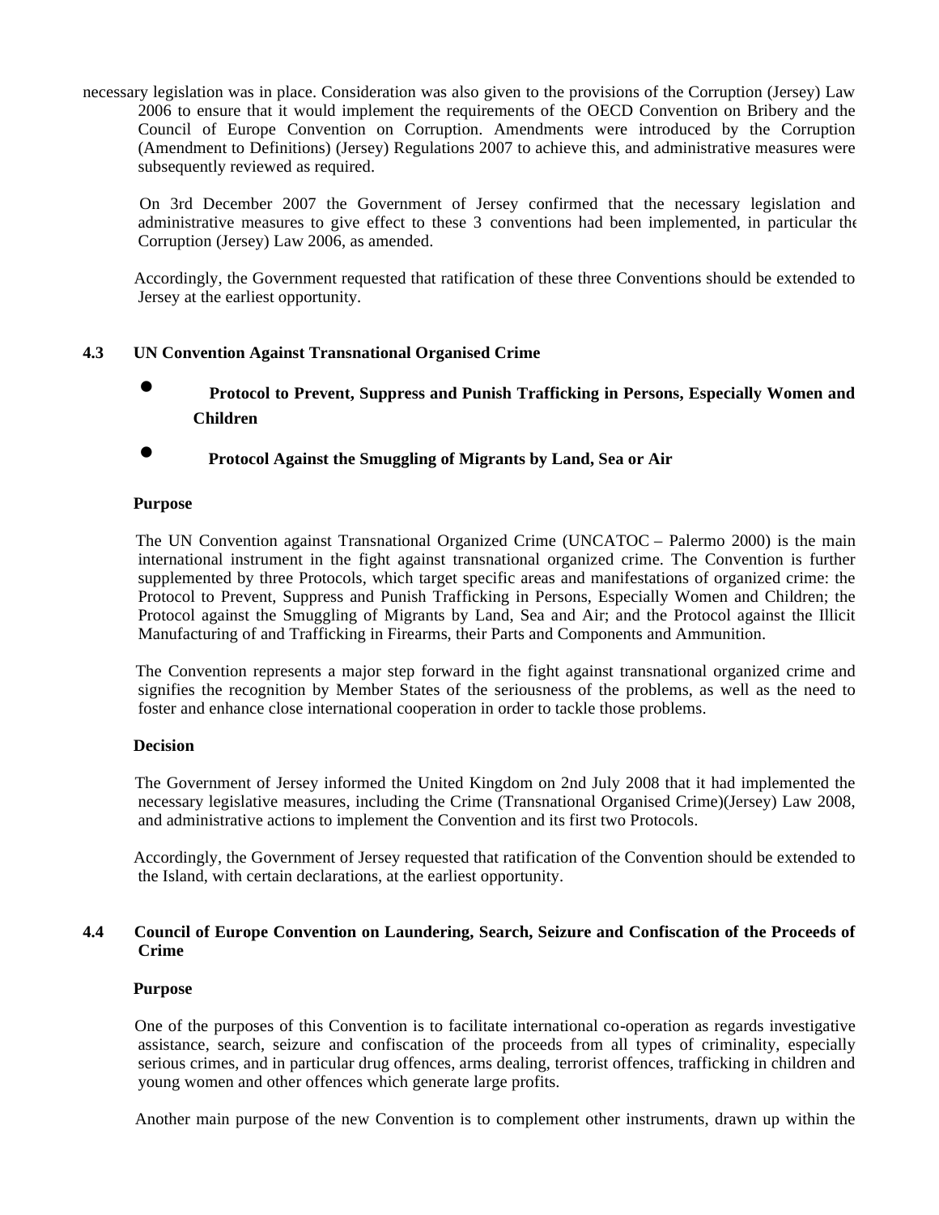necessary legislation was in place. Consideration was also given to the provisions of the Corruption (Jersey) Law 2006 to ensure that it would implement the requirements of the OECD Convention on Bribery and the Council of Europe Convention on Corruption. Amendments were introduced by the Corruption (Amendment to Definitions) (Jersey) Regulations 2007 to achieve this, and administrative measures were subsequently reviewed as required.

On 3rd December 2007 the Government of Jersey confirmed that the necessary legislation and administrative measures to give effect to these 3 conventions had been implemented, in particular the Corruption (Jersey) Law 2006, as amended.

Accordingly, the Government requested that ratification of these three Conventions should be extended to Jersey at the earliest opportunity.

### 4.3 UN Convention Against Transnational Organised Crime

- **Protocol to Prevent, Suppress and Punish Trafficking in Persons, Especially Women and Children**
- **Protocol Against the Smuggling of Migrants by Land, Sea or Air**

**Purpose**

The UN Convention against Transnational Organized Crime (UNCATOC – Palermo 2000) is the main international instrument in the fight against transnational organized crime. The Convention is further supplemented by three Protocols, which target specific areas and manifestations of organized crime: the Protocol to Prevent, Suppress and Punish Trafficking in Persons, Especially Women and Children; the Protocol against the Smuggling of Migrants by Land, Sea and Air; and the Protocol against the Illicit Manufacturing of and Trafficking in Firearms, their Parts and Components and Ammunition.

The Convention represents a major step forward in the fight against transnational organized crime and signifies the recognition by Member States of the seriousness of the problems, as well as the need to foster and enhance close international cooperation in order to tackle those problems.

**Decision**

The Government of Jersey informed the United Kingdom on 2nd July 2008 that it had implemented the necessary legislative measures, including the Crime (Transnational Organised Crime)(Jersey) Law 2008, and administrative actions to implement the Convention and its first two Protocols.

Accordingly, the Government of Jersey requested that ratification of the Convention should be extended to the Island, with certain declarations, at the earliest opportunity.

### 4.4 Council of Europe Convention on Laundering, Search, Seizure and Confiscation of the Proceeds of Crime

**Purpose**

One of the purposes of this Convention is to facilitate international co-operation as regards investigative assistance, search, seizure and confiscation of the proceeds from all types of criminality, especially serious crimes, and in particular drug offences, arms dealing, terrorist offences, trafficking in children and young women and other offences which generate large profits.

Another main purpose of the new Convention is to complement other instruments, drawn up within the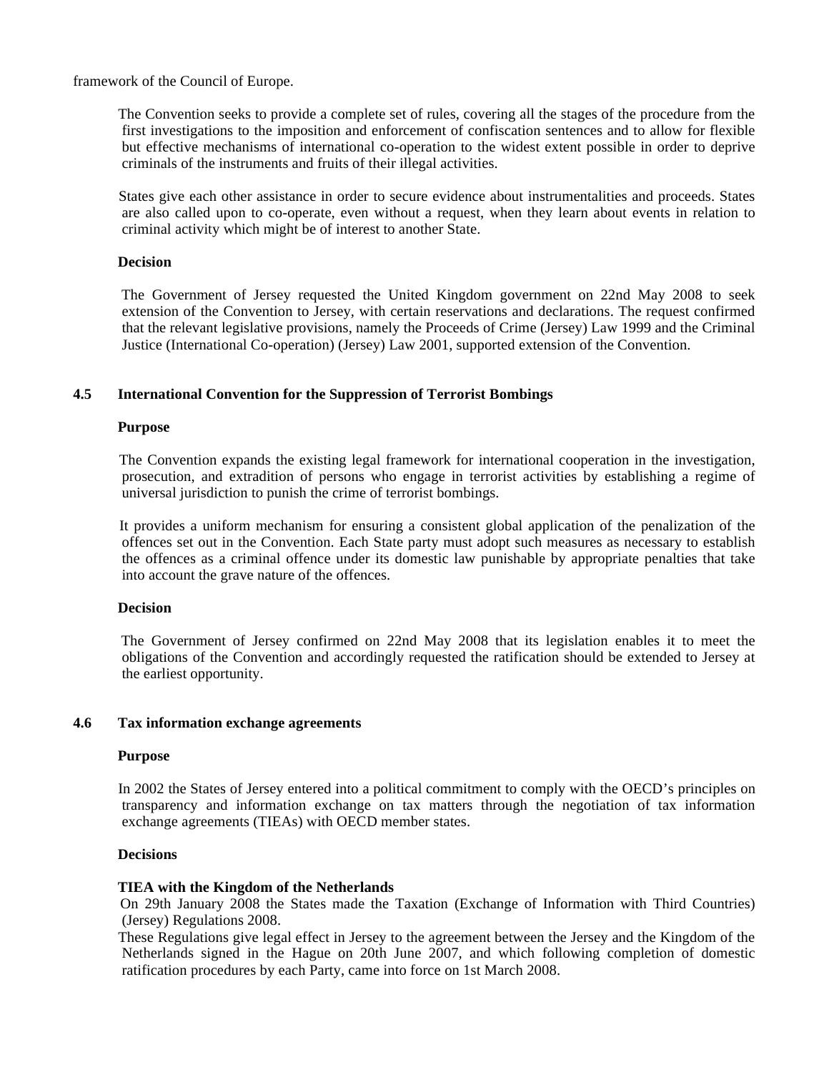framework of the Council of Europe.

The Convention seeks to provide a complete set of rules, covering all the stages of the procedure from the first investigations to the imposition and enforcement of confiscation sentences and to allow for flexible but effective mechanisms of international co-operation to the widest extent possible in order to deprive criminals of the instruments and fruits of their illegal activities.

States give each other assistance in order to secure evidence about instrumentalities and proceeds. States are also called upon to co-operate, even without a request, when they learn about events in relation to criminal activity which might be of interest to another State.

**Decision**

The Government of Jersey requested the United Kingdom government on 22nd May 2008 to seek extension of the Convention to Jersey, with certain reservations and declarations. The request confirmed that the relevant legislative provisions, namely the Proceeds of Crime (Jersey) Law 1999 and the Criminal Justice (International Co-operation) (Jersey) Law 2001, supported extension of the Convention.

## 4.5 International Convention for the Suppression of Terrorist Bombings

**Purpose**

The Convention expands the existing legal framework for international cooperation in the investigation, prosecution, and extradition of persons who engage in terrorist activities by establishing a regime of universal jurisdiction to punish the crime of terrorist bombings.

It provides a uniform mechanism for ensuring a consistent global application of the penalization of the offences set out in the Convention. Each State party must adopt such measures as necessary to establish the offences as a criminal offence under its domestic law punishable by appropriate penalties that take into account the grave nature of the offences.

**Decision**

The Government of Jersey confirmed on 22nd May 2008 that its legislation enables it to meet the obligations of the Convention and accordingly requested the ratification should be extended to Jersey at the earliest opportunity.

## 4.6 Tax information exchange agreements

**Purpose**

In 2002 the States of Jersey entered into a political commitment to comply with the OECD's principles on transparency and information exchange on tax matters through the negotiation of tax information exchange agreements (TIEAs) with OECD member states.

**Decisions**

**TIEA with the Kingdom of the Netherlands**

On 29th January 2008 the States made the Taxation (Exchange of Information with Third Countries) (Jersey) Regulations 2008.

These Regulations give legal effect in Jersey to the agreement between the Jersey and the Kingdom of the Netherlands signed in the Hague on 20th June 2007, and which following completion of domestic ratification procedures by each Party, came into force on 1st March 2008.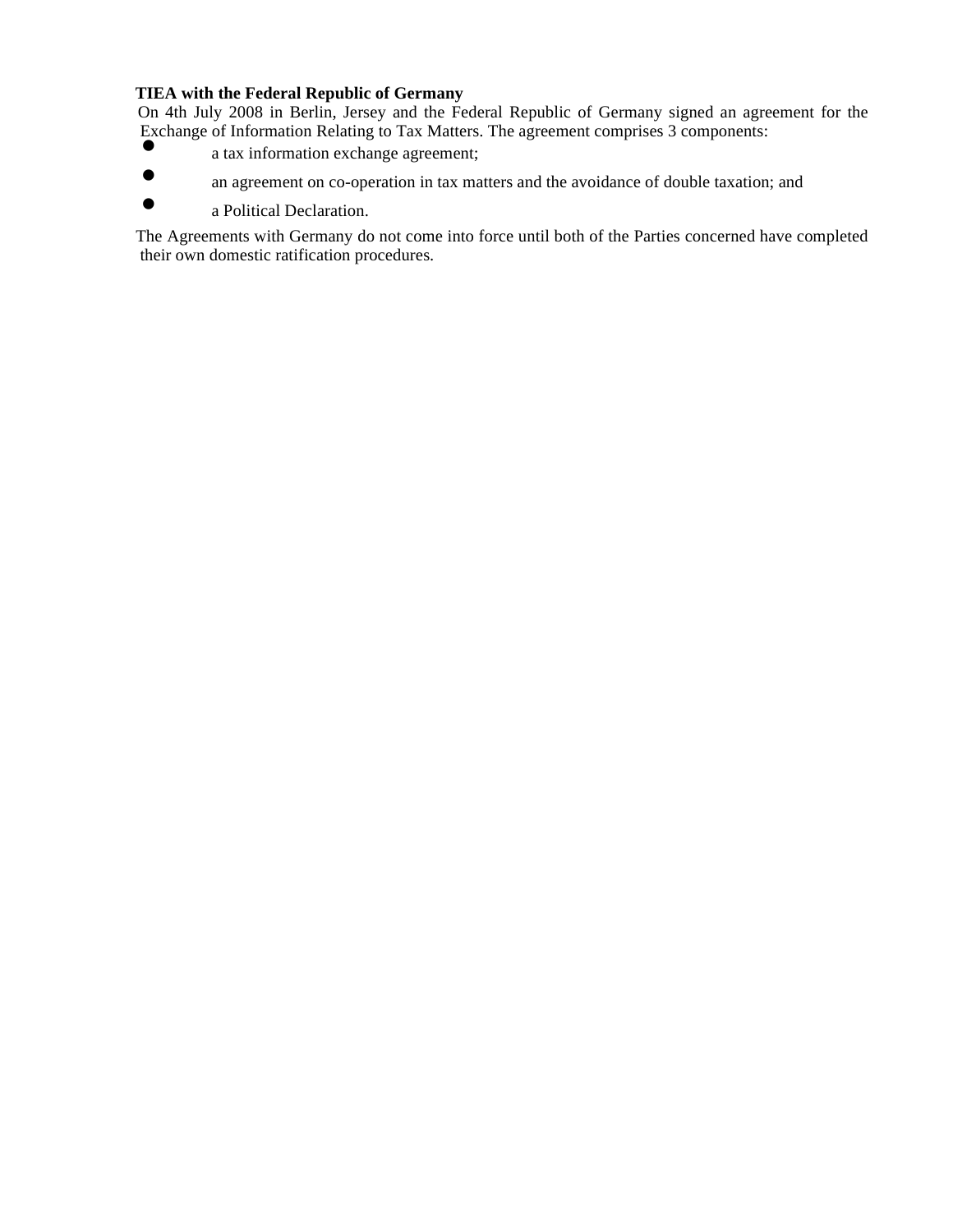**TIEA with the Federal Republic of Germany**

On 4th July 2008 in Berlin, Jersey and the Federal Republic of Germany signed an agreement for the Exchange of Information Relating to Tax Matters. The agreement comprises 3 components:

- a tax information exchange agreement;
- an agreement on co-operation in tax matters and the avoidance of double taxation; and
- a Political Declaration.

The Agreements with Germany do not come into force until both of the Parties concerned have completed their own domestic ratification procedures.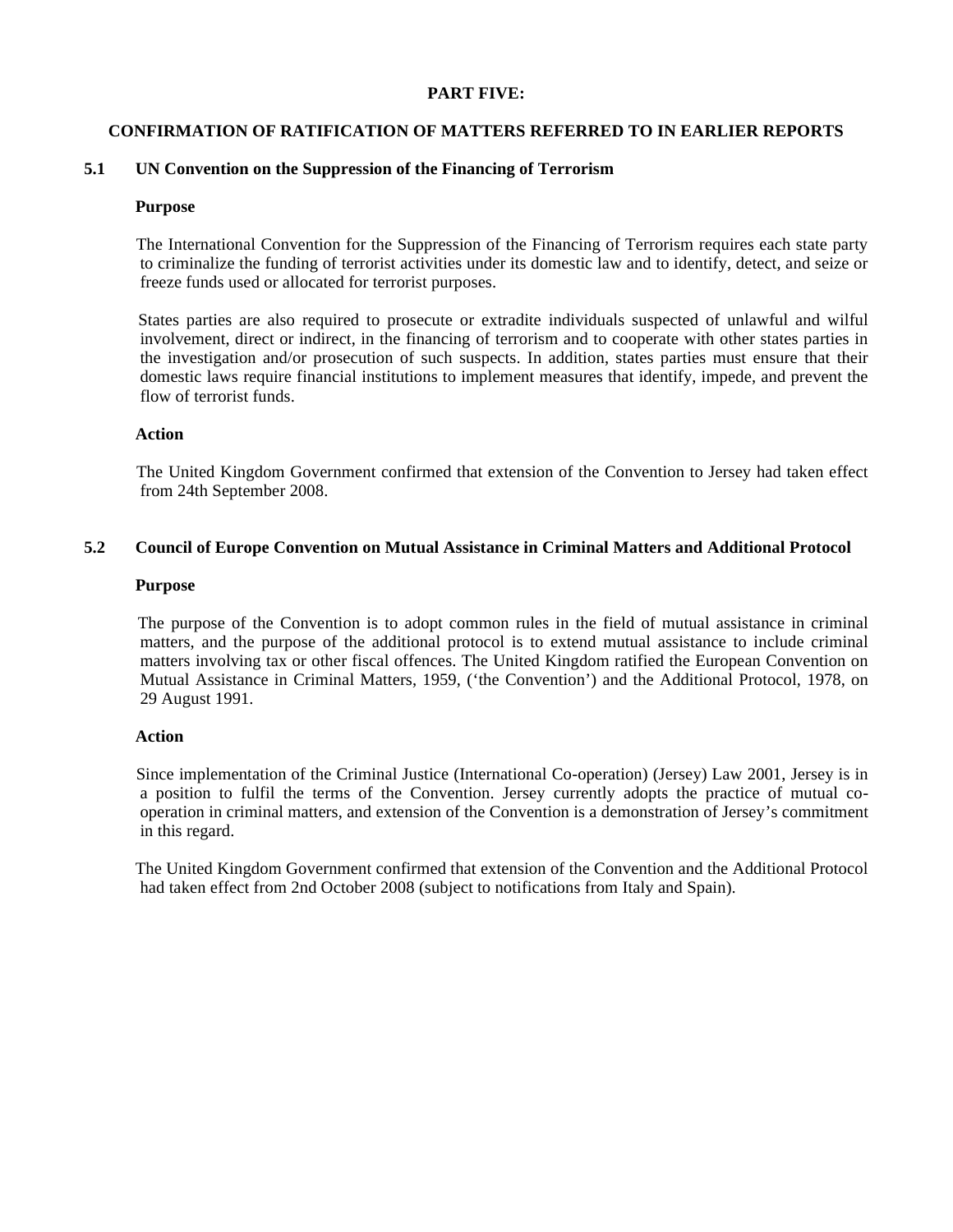## PART FIVE:

## CONFIRMATION OF RATIFICATION OF MATTERS REFERRED TO IN EARLIER REPORTS

### 5.1 UN Convention on the Suppression of the Financing of Terrorism

**Purpose**

The International Convention for the Suppression of the Financing of Terrorism requires each state party to criminalize the funding of terrorist activities under its domestic law and to identify, detect, and seize or freeze funds used or allocated for terrorist purposes.

States parties are also required to prosecute or extradite individuals suspected of unlawful and wilful involvement, direct or indirect, in the financing of terrorism and to cooperate with other states parties in the investigation and/or prosecution of such suspects. In addition, states parties must ensure that their domestic laws require financial institutions to implement measures that identify, impede, and prevent the flow of terrorist funds.

**Action**

The United Kingdom Government confirmed that extension of the Convention to Jersey had taken effect from 24th September 2008.

### 5.2 Council of Europe Convention on Mutual Assistance in Criminal Matters and Additional Protocol

**Purpose**

The purpose of the Convention is to adopt common rules in the field of mutual assistance in criminal matters, and the purpose of the additional protocol is to extend mutual assistance to include criminal matters involving tax or other fiscal offences. The United Kingdom ratified the European Convention on Mutual Assistance in Criminal Matters, 1959, ('the Convention') and the Additional Protocol, 1978, on 29 August 1991.

**Action**

Since implementation of the Criminal Justice (International Co-operation) (Jersey) Law 2001, Jersey is in a position to fulfil the terms of the Convention. Jersey currently adopts the practice of mutual co-operation in criminal matters, and extension of the Convention is a demonstration of Jersey's commitment in this regard.

The United Kingdom Government confirmed that extension of the Convention and the Additional Protocol had taken effect from 2nd October 2008 (subject to notifications from Italy and Spain).